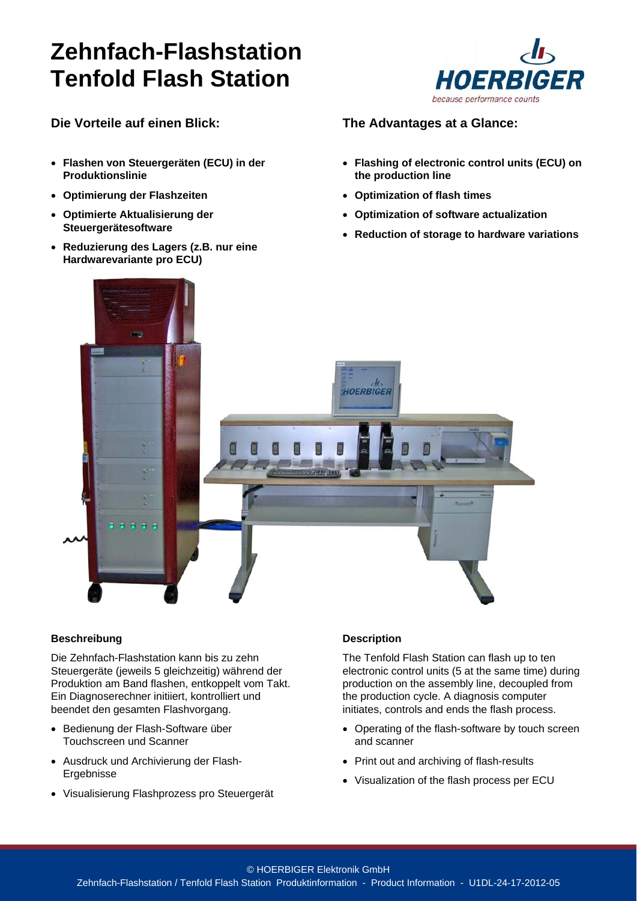# Zehnfach-Flashstation
# Tenfold Flash Station

HOERBIGER
because performance counts

## Die Vorteile auf einen Blick:

- **Flashen von Steuergeräten (ECU) in der Produktionslinie**
- **Optimierung der Flashzeiten**
- **Optimierte Aktualisierung der Steuergerätesoftware**
- **Reduzierung des Lagers (z.B. nur eine Hardwarevariante pro ECU)**

## The Advantages at a Glance:

- **Flashing of electronic control units (ECU) on the production line**
- **Optimization of flash times**
- **Optimization of software actualization**
- **Reduction of storage to hardware variations**

### Beschreibung

Die Zehnfach-Flashstation kann bis zu zehn Steuergeräte (jeweils 5 gleichzeitig) während der Produktion am Band flashen, entkoppelt vom Takt. Ein Diagnoserechner initiiert, kontrolliert und beendet den gesamten Flashvorgang.

- Bedienung der Flash-Software über Touchscreen und Scanner
- Ausdruck und Archivierung der Flash-Ergebnisse
- Visualisierung Flashprozess pro Steuergerät

### Description

The Tenfold Flash Station can flash up to ten electronic control units (5 at the same time) during production on the assembly line, decoupled from the production cycle. A diagnosis computer initiates, controls and ends the flash process.

- Operating of the flash-software by touch screen and scanner
- Print out and archiving of flash-results
- Visualization of the flash process per ECU

© HOERBIGER Elektronik GmbH
Zehnfach-Flashstation / Tenfold Flash Station Produktinformation - Product Information - U1DL-24-17-2012-05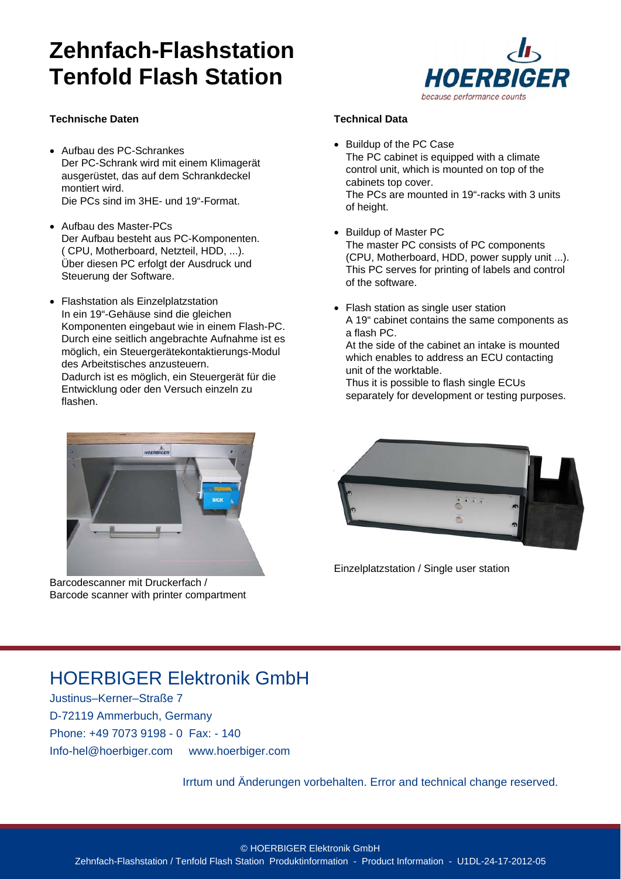# Zehnfach-Flashstation
# Tenfold Flash Station

### Technische Daten

- Aufbau des PC-Schrankes
  Der PC-Schrank wird mit einem Klimagerät ausgerüstet, das auf dem Schrankdeckel montiert wird.
  Die PCs sind im 3HE- und 19"-Format.
- Aufbau des Master-PCs
  Der Aufbau besteht aus PC-Komponenten. ( CPU, Motherboard, Netzteil, HDD, ...).
  Über diesen PC erfolgt der Ausdruck und Steuerung der Software.
- Flashstation als Einzelplatzstation
  In ein 19"-Gehäuse sind die gleichen Komponenten eingebaut wie in einem Flash-PC. Durch eine seitlich angebrachte Aufnahme ist es möglich, ein Steuergerätekontaktierungs-Modul des Arbeitstisches anzusteuern.
  Dadurch ist es möglich, ein Steuergerät für die Entwicklung oder den Versuch einzeln zu flashen.

### Technical Data

- Buildup of the PC Case
  The PC cabinet is equipped with a climate control unit, which is mounted on top of the cabinets top cover.
  The PCs are mounted in 19"-racks with 3 units of height.
- Buildup of Master PC
  The master PC consists of PC components (CPU, Motherboard, HDD, power supply unit ...).
  This PC serves for printing of labels and control of the software.
- Flash station as single user station
  A 19" cabinet contains the same components as a flash PC.
  At the side of the cabinet an intake is mounted which enables to address an ECU contacting unit of the worktable.
  Thus it is possible to flash single ECUs separately for development or testing purposes.

Barcodescanner mit Druckerfach /
Barcode scanner with printer compartment

Einzelplatzstation / Single user station

## HOERBIGER Elektronik GmbH

Justinus–Kerner–Straße 7
D-72119 Ammerbuch, Germany
Phone: +49 7073 9198 - 0 Fax: - 140
Info-hel@hoerbiger.com www.hoerbiger.com

Irrtum und Änderungen vorbehalten. Error and technical change reserved.

© HOERBIGER Elektronik GmbH
Zehnfach-Flashstation / Tenfold Flash Station Produktinformation - Product Information - U1DL-24-17-2012-05